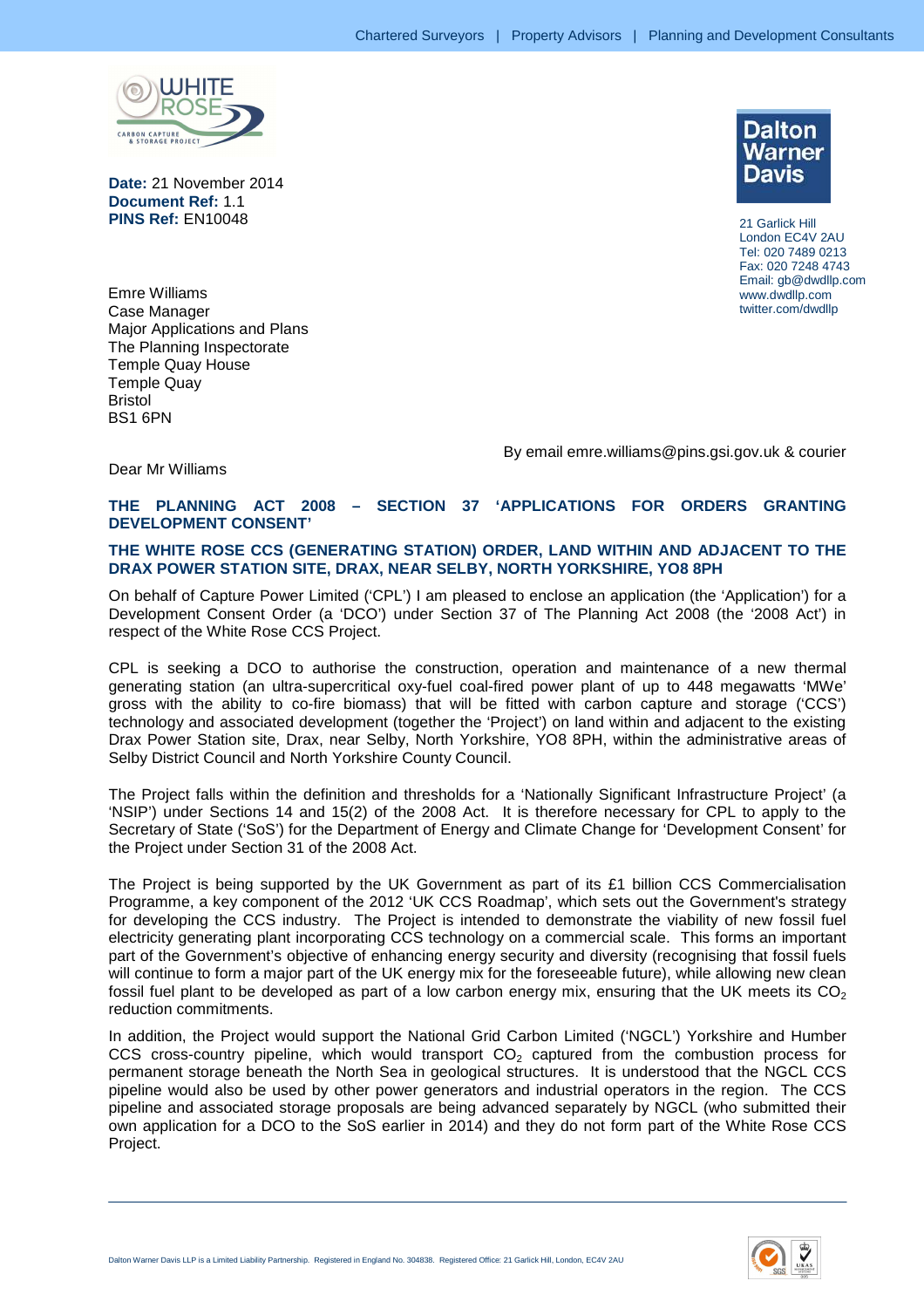Chartered Surveyors | Property Advisors | Planning and Development Consultants

**Date:** 21 November 2014
**Document Ref:** 1.1
**PINS Ref:** EN10048

Dalton Warner Davis

21 Garlick Hill
London EC4V 2AU
Tel: 020 7489 0213
Fax: 020 7248 4743
Email: gb@dwdllp.com
www.dwdllp.com
twitter.com/dwdllp

Emre Williams
Case Manager
Major Applications and Plans
The Planning Inspectorate
Temple Quay House
Temple Quay
Bristol
BS1 6PN

By email emre.williams@pins.gsi.gov.uk & courier

Dear Mr Williams

**THE PLANNING ACT 2008 – SECTION 37 'APPLICATIONS FOR ORDERS GRANTING DEVELOPMENT CONSENT'**

**THE WHITE ROSE CCS (GENERATING STATION) ORDER, LAND WITHIN AND ADJACENT TO THE DRAX POWER STATION SITE, DRAX, NEAR SELBY, NORTH YORKSHIRE, YO8 8PH**

On behalf of Capture Power Limited ('CPL') I am pleased to enclose an application (the 'Application') for a Development Consent Order (a 'DCO') under Section 37 of The Planning Act 2008 (the '2008 Act') in respect of the White Rose CCS Project.

CPL is seeking a DCO to authorise the construction, operation and maintenance of a new thermal generating station (an ultra-supercritical oxy-fuel coal-fired power plant of up to 448 megawatts 'MWe' gross with the ability to co-fire biomass) that will be fitted with carbon capture and storage ('CCS') technology and associated development (together the 'Project') on land within and adjacent to the existing Drax Power Station site, Drax, near Selby, North Yorkshire, YO8 8PH, within the administrative areas of Selby District Council and North Yorkshire County Council.

The Project falls within the definition and thresholds for a 'Nationally Significant Infrastructure Project' (a 'NSIP') under Sections 14 and 15(2) of the 2008 Act. It is therefore necessary for CPL to apply to the Secretary of State ('SoS') for the Department of Energy and Climate Change for 'Development Consent' for the Project under Section 31 of the 2008 Act.

The Project is being supported by the UK Government as part of its £1 billion CCS Commercialisation Programme, a key component of the 2012 'UK CCS Roadmap', which sets out the Government's strategy for developing the CCS industry. The Project is intended to demonstrate the viability of new fossil fuel electricity generating plant incorporating CCS technology on a commercial scale. This forms an important part of the Government's objective of enhancing energy security and diversity (recognising that fossil fuels will continue to form a major part of the UK energy mix for the foreseeable future), while allowing new clean fossil fuel plant to be developed as part of a low carbon energy mix, ensuring that the UK meets its $CO_2$ reduction commitments.

In addition, the Project would support the National Grid Carbon Limited ('NGCL') Yorkshire and Humber CCS cross-country pipeline, which would transport $CO_2$ captured from the combustion process for permanent storage beneath the North Sea in geological structures. It is understood that the NGCL CCS pipeline would also be used by other power generators and industrial operators in the region. The CCS pipeline and associated storage proposals are being advanced separately by NGCL (who submitted their own application for a DCO to the SoS earlier in 2014) and they do not form part of the White Rose CCS Project.

Dalton Warner Davis LLP is a Limited Liability Partnership. Registered in England No. 304838. Registered Office: 21 Garlick Hill, London, EC4V 2AU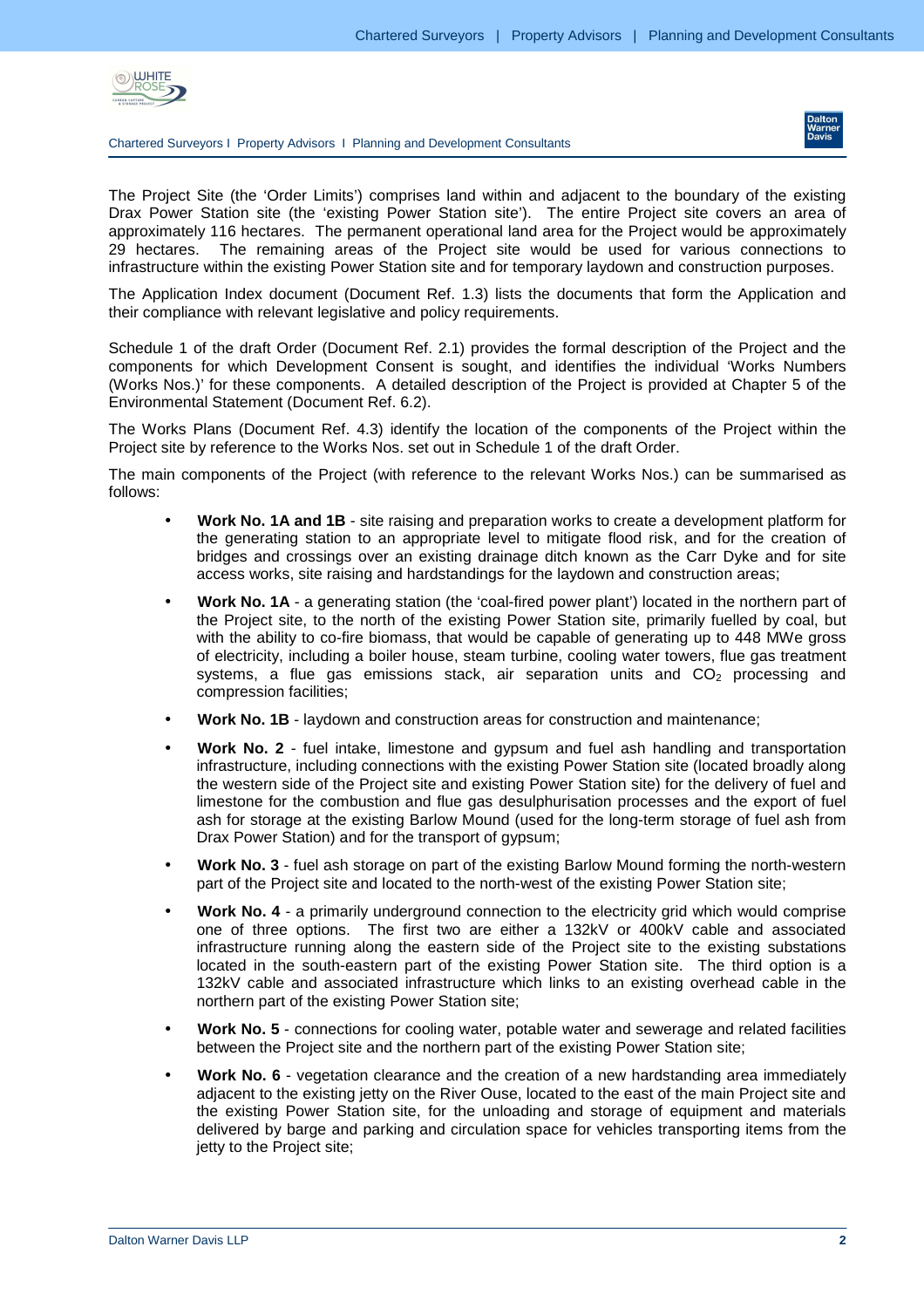The Project Site (the 'Order Limits') comprises land within and adjacent to the boundary of the existing Drax Power Station site (the 'existing Power Station site'). The entire Project site covers an area of approximately 116 hectares. The permanent operational land area for the Project would be approximately 29 hectares. The remaining areas of the Project site would be used for various connections to infrastructure within the existing Power Station site and for temporary laydown and construction purposes.

The Application Index document (Document Ref. 1.3) lists the documents that form the Application and their compliance with relevant legislative and policy requirements.

Schedule 1 of the draft Order (Document Ref. 2.1) provides the formal description of the Project and the components for which Development Consent is sought, and identifies the individual 'Works Numbers (Works Nos.)' for these components. A detailed description of the Project is provided at Chapter 5 of the Environmental Statement (Document Ref. 6.2).

The Works Plans (Document Ref. 4.3) identify the location of the components of the Project within the Project site by reference to the Works Nos. set out in Schedule 1 of the draft Order.

The main components of the Project (with reference to the relevant Works Nos.) can be summarised as follows:

- **Work No. 1A and 1B** - site raising and preparation works to create a development platform for the generating station to an appropriate level to mitigate flood risk, and for the creation of bridges and crossings over an existing drainage ditch known as the Carr Dyke and for site access works, site raising and hardstandings for the laydown and construction areas;
- **Work No. 1A** - a generating station (the 'coal-fired power plant') located in the northern part of the Project site, to the north of the existing Power Station site, primarily fuelled by coal, but with the ability to co-fire biomass, that would be capable of generating up to 448 MWe gross of electricity, including a boiler house, steam turbine, cooling water towers, flue gas treatment systems, a flue gas emissions stack, air separation units and $CO_2$ processing and compression facilities;
- **Work No. 1B** - laydown and construction areas for construction and maintenance;
- **Work No. 2** - fuel intake, limestone and gypsum and fuel ash handling and transportation infrastructure, including connections with the existing Power Station site (located broadly along the western side of the Project site and existing Power Station site) for the delivery of fuel and limestone for the combustion and flue gas desulphurisation processes and the export of fuel ash for storage at the existing Barlow Mound (used for the long-term storage of fuel ash from Drax Power Station) and for the transport of gypsum;
- **Work No. 3** - fuel ash storage on part of the existing Barlow Mound forming the north-western part of the Project site and located to the north-west of the existing Power Station site;
- **Work No. 4** - a primarily underground connection to the electricity grid which would comprise one of three options. The first two are either a 132kV or 400kV cable and associated infrastructure running along the eastern side of the Project site to the existing substations located in the south-eastern part of the existing Power Station site. The third option is a 132kV cable and associated infrastructure which links to an existing overhead cable in the northern part of the existing Power Station site;
- **Work No. 5** - connections for cooling water, potable water and sewerage and related facilities between the Project site and the northern part of the existing Power Station site;
- **Work No. 6** - vegetation clearance and the creation of a new hardstanding area immediately adjacent to the existing jetty on the River Ouse, located to the east of the main Project site and the existing Power Station site, for the unloading and storage of equipment and materials delivered by barge and parking and circulation space for vehicles transporting items from the jetty to the Project site;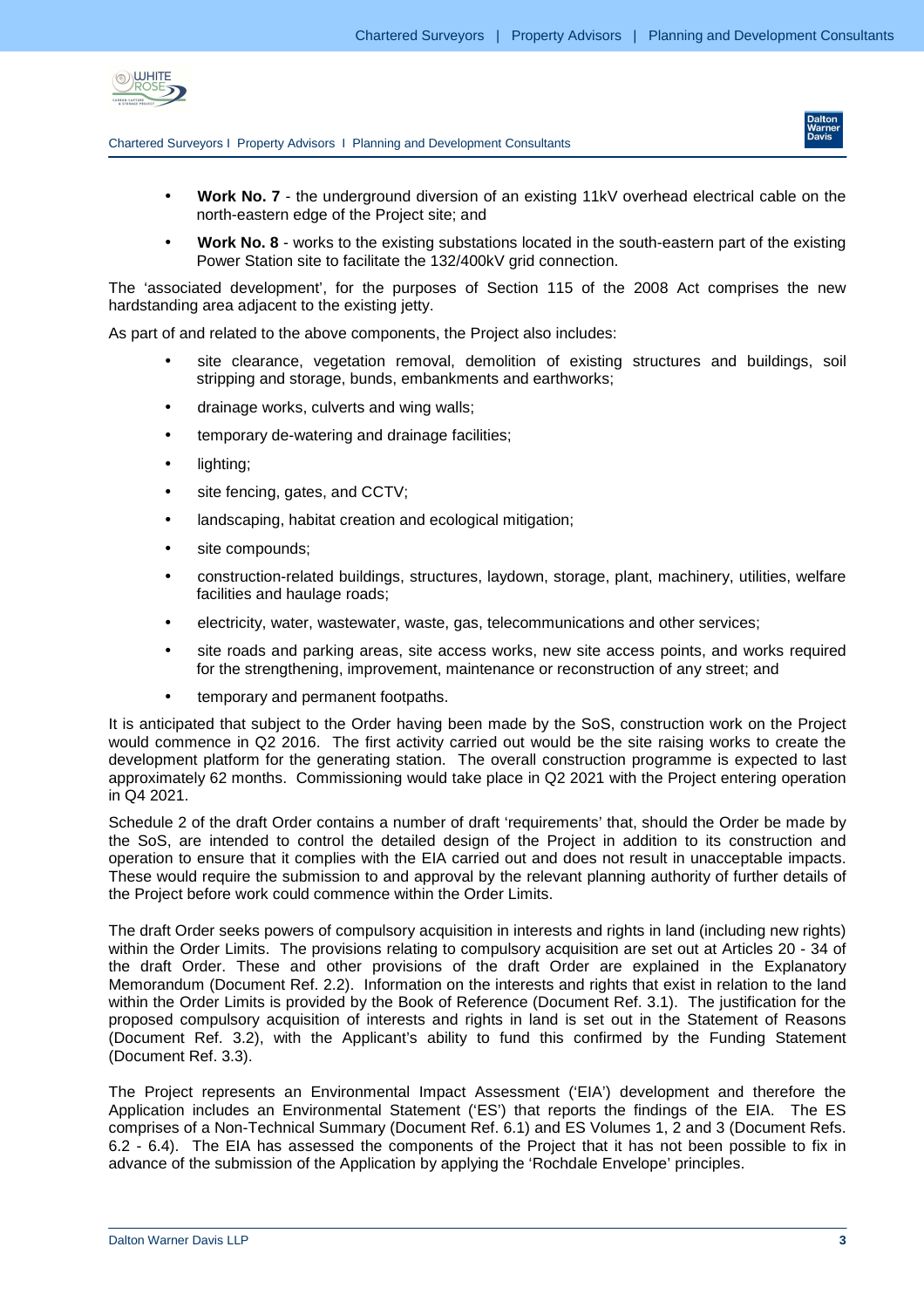- **Work No. 7** - the underground diversion of an existing 11kV overhead electrical cable on the north-eastern edge of the Project site; and
- **Work No. 8** - works to the existing substations located in the south-eastern part of the existing Power Station site to facilitate the 132/400kV grid connection.

The 'associated development', for the purposes of Section 115 of the 2008 Act comprises the new hardstanding area adjacent to the existing jetty.

As part of and related to the above components, the Project also includes:

- site clearance, vegetation removal, demolition of existing structures and buildings, soil stripping and storage, bunds, embankments and earthworks;
- drainage works, culverts and wing walls;
- temporary de-watering and drainage facilities;
- lighting;
- site fencing, gates, and CCTV;
- landscaping, habitat creation and ecological mitigation;
- site compounds;
- construction-related buildings, structures, laydown, storage, plant, machinery, utilities, welfare facilities and haulage roads;
- electricity, water, wastewater, waste, gas, telecommunications and other services;
- site roads and parking areas, site access works, new site access points, and works required for the strengthening, improvement, maintenance or reconstruction of any street; and
- temporary and permanent footpaths.

It is anticipated that subject to the Order having been made by the SoS, construction work on the Project would commence in Q2 2016. The first activity carried out would be the site raising works to create the development platform for the generating station. The overall construction programme is expected to last approximately 62 months. Commissioning would take place in Q2 2021 with the Project entering operation in Q4 2021.

Schedule 2 of the draft Order contains a number of draft 'requirements' that, should the Order be made by the SoS, are intended to control the detailed design of the Project in addition to its construction and operation to ensure that it complies with the EIA carried out and does not result in unacceptable impacts. These would require the submission to and approval by the relevant planning authority of further details of the Project before work could commence within the Order Limits.

The draft Order seeks powers of compulsory acquisition in interests and rights in land (including new rights) within the Order Limits. The provisions relating to compulsory acquisition are set out at Articles 20 - 34 of the draft Order. These and other provisions of the draft Order are explained in the Explanatory Memorandum (Document Ref. 2.2). Information on the interests and rights that exist in relation to the land within the Order Limits is provided by the Book of Reference (Document Ref. 3.1). The justification for the proposed compulsory acquisition of interests and rights in land is set out in the Statement of Reasons (Document Ref. 3.2), with the Applicant's ability to fund this confirmed by the Funding Statement (Document Ref. 3.3).

The Project represents an Environmental Impact Assessment ('EIA') development and therefore the Application includes an Environmental Statement ('ES') that reports the findings of the EIA. The ES comprises of a Non-Technical Summary (Document Ref. 6.1) and ES Volumes 1, 2 and 3 (Document Refs. 6.2 - 6.4). The EIA has assessed the components of the Project that it has not been possible to fix in advance of the submission of the Application by applying the 'Rochdale Envelope' principles.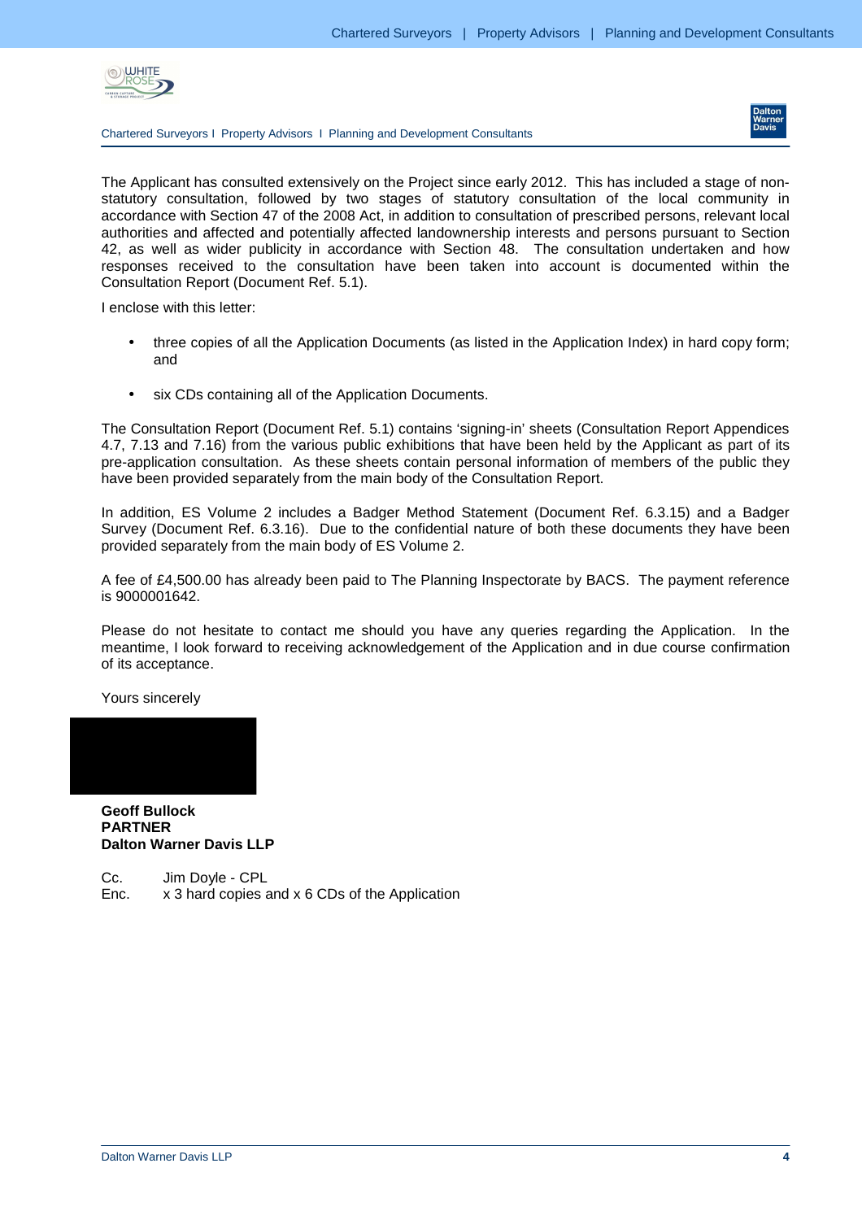The Applicant has consulted extensively on the Project since early 2012. This has included a stage of non-statutory consultation, followed by two stages of statutory consultation of the local community in accordance with Section 47 of the 2008 Act, in addition to consultation of prescribed persons, relevant local authorities and affected and potentially affected landownership interests and persons pursuant to Section 42, as well as wider publicity in accordance with Section 48. The consultation undertaken and how responses received to the consultation have been taken into account is documented within the Consultation Report (Document Ref. 5.1).

I enclose with this letter:

- three copies of all the Application Documents (as listed in the Application Index) in hard copy form; and
- six CDs containing all of the Application Documents.

The Consultation Report (Document Ref. 5.1) contains 'signing-in' sheets (Consultation Report Appendices 4.7, 7.13 and 7.16) from the various public exhibitions that have been held by the Applicant as part of its pre-application consultation. As these sheets contain personal information of members of the public they have been provided separately from the main body of the Consultation Report.

In addition, ES Volume 2 includes a Badger Method Statement (Document Ref. 6.3.15) and a Badger Survey (Document Ref. 6.3.16). Due to the confidential nature of both these documents they have been provided separately from the main body of ES Volume 2.

A fee of £4,500.00 has already been paid to The Planning Inspectorate by BACS. The payment reference is 9000001642.

Please do not hesitate to contact me should you have any queries regarding the Application. In the meantime, I look forward to receiving acknowledgement of the Application and in due course confirmation of its acceptance.

Yours sincerely

**Geoff Bullock**
**PARTNER**
**Dalton Warner Davis LLP**

Cc. Jim Doyle - CPL
Enc. x 3 hard copies and x 6 CDs of the Application